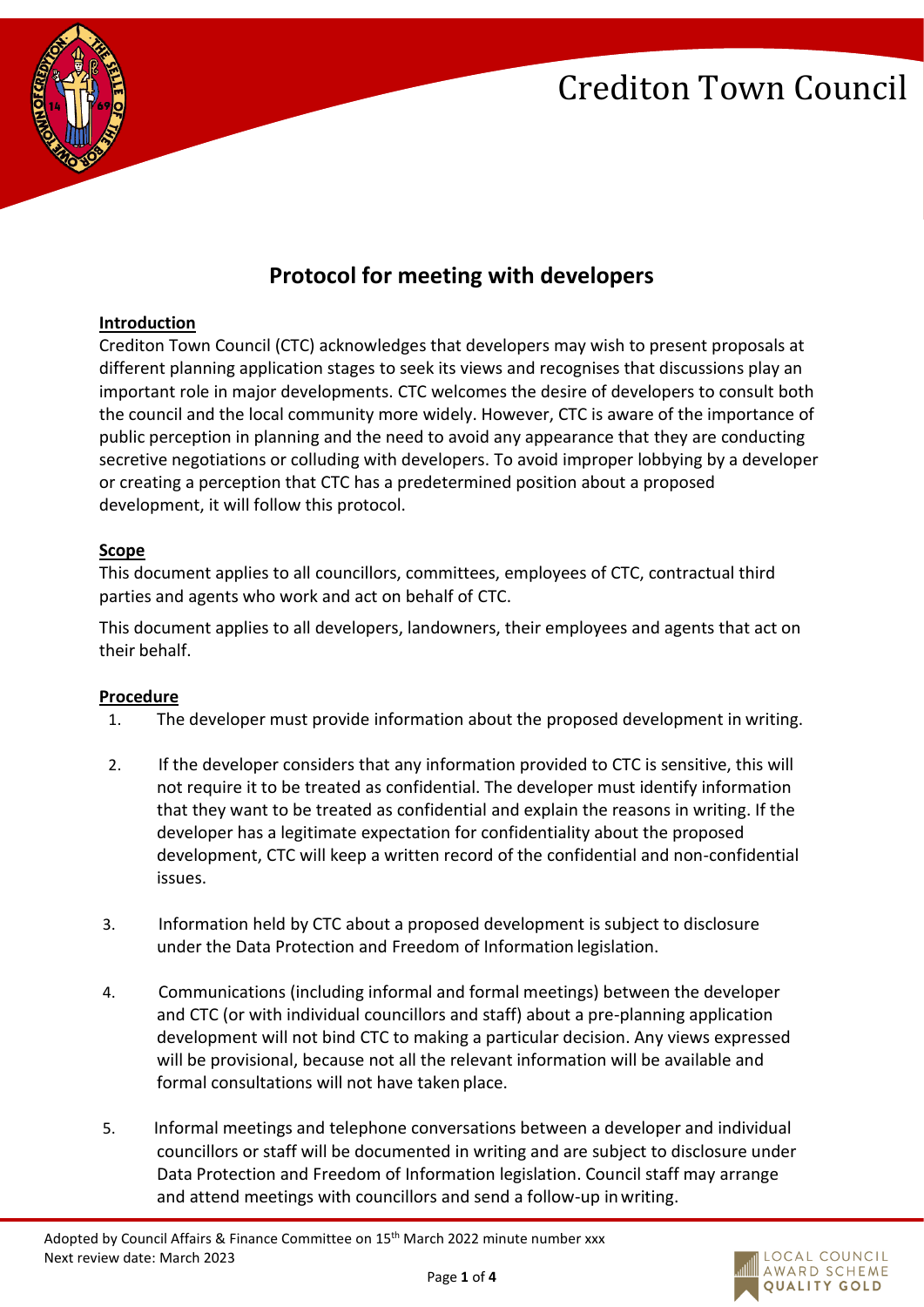# Crediton Town Council

## Protocol for meeting with developers

**Introduction**

Crediton Town Council (CTC) acknowledges that developers may wish to present proposals at different planning application stages to seek its views and recognises that discussions play an important role in major developments. CTC welcomes the desire of developers to consult both the council and the local community more widely. However, CTC is aware of the importance of public perception in planning and the need to avoid any appearance that they are conducting secretive negotiations or colluding with developers. To avoid improper lobbying by a developer or creating a perception that CTC has a predetermined position about a proposed development, it will follow this protocol.

**Scope**

This document applies to all councillors, committees, employees of CTC, contractual third parties and agents who work and act on behalf of CTC.

This document applies to all developers, landowners, their employees and agents that act on their behalf.

**Procedure**

1. The developer must provide information about the proposed development in writing.

2. If the developer considers that any information provided to CTC is sensitive, this will not require it to be treated as confidential. The developer must identify information that they want to be treated as confidential and explain the reasons in writing. If the developer has a legitimate expectation for confidentiality about the proposed development, CTC will keep a written record of the confidential and non-confidential issues.

3. Information held by CTC about a proposed development is subject to disclosure under the Data Protection and Freedom of Information legislation.

4. Communications (including informal and formal meetings) between the developer and CTC (or with individual councillors and staff) about a pre-planning application development will not bind CTC to making a particular decision. Any views expressed will be provisional, because not all the relevant information will be available and formal consultations will not have taken place.

5. Informal meetings and telephone conversations between a developer and individual councillors or staff will be documented in writing and are subject to disclosure under Data Protection and Freedom of Information legislation. Council staff may arrange and attend meetings with councillors and send a follow-up in writing.

Adopted by Council Affairs & Finance Committee on 15th March 2022 minute number xxx
Next review date: March 2023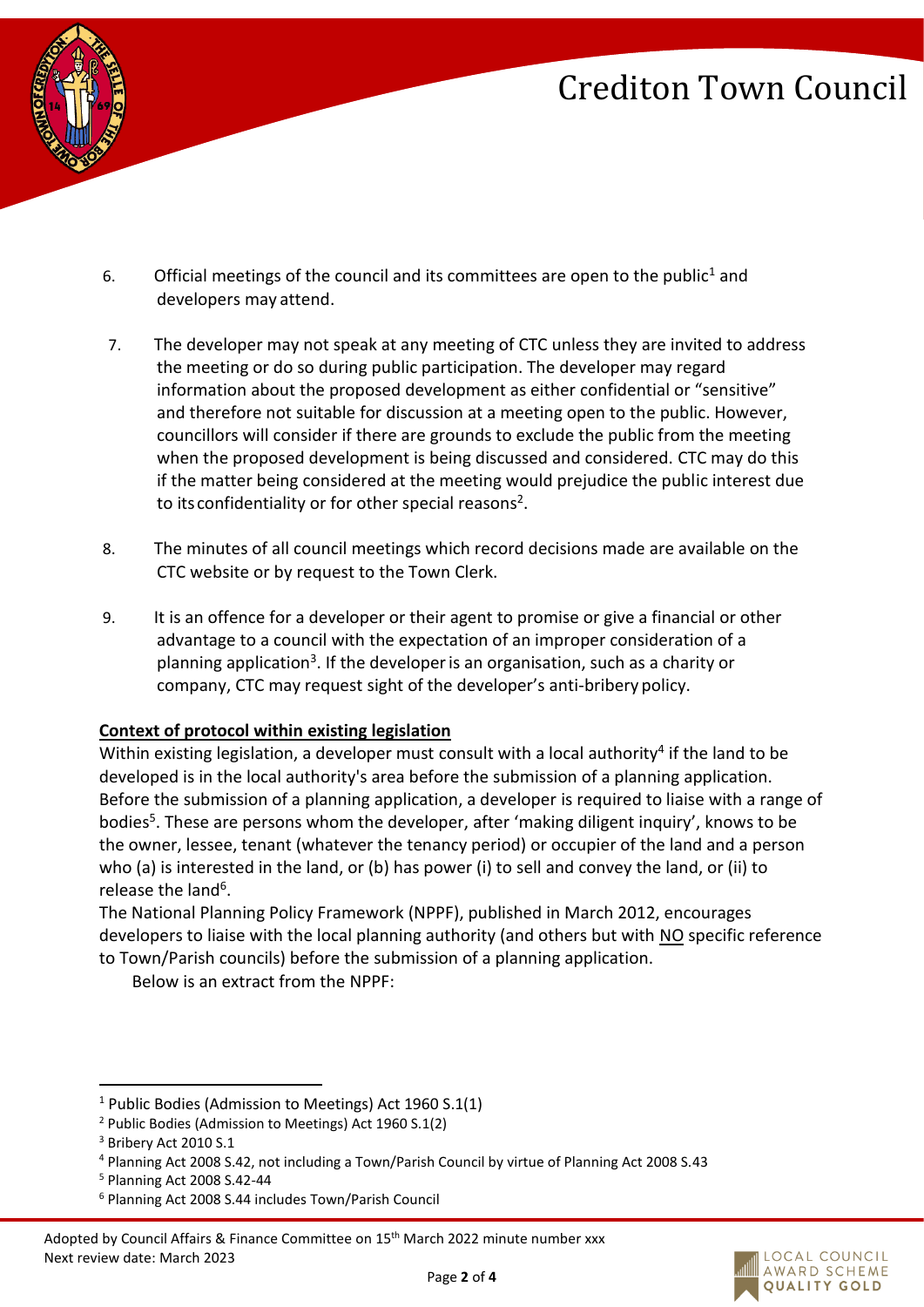6. Official meetings of the council and its committees are open to the public[1] and developers may attend.

7. The developer may not speak at any meeting of CTC unless they are invited to address the meeting or do so during public participation. The developer may regard information about the proposed development as either confidential or "sensitive" and therefore not suitable for discussion at a meeting open to the public. However, councillors will consider if there are grounds to exclude the public from the meeting when the proposed development is being discussed and considered. CTC may do this if the matter being considered at the meeting would prejudice the public interest due to its confidentiality or for other special reasons[2].

8. The minutes of all council meetings which record decisions made are available on the CTC website or by request to the Town Clerk.

9. It is an offence for a developer or their agent to promise or give a financial or other advantage to a council with the expectation of an improper consideration of a planning application[3]. If the developer is an organisation, such as a charity or company, CTC may request sight of the developer's anti-bribery policy.

**Context of protocol within existing legislation**

Within existing legislation, a developer must consult with a local authority[4] if the land to be developed is in the local authority's area before the submission of a planning application. Before the submission of a planning application, a developer is required to liaise with a range of bodies[5]. These are persons whom the developer, after 'making diligent inquiry', knows to be the owner, lessee, tenant (whatever the tenancy period) or occupier of the land and a person who (a) is interested in the land, or (b) has power (i) to sell and convey the land, or (ii) to release the land[6].

The National Planning Policy Framework (NPPF), published in March 2012, encourages developers to liaise with the local planning authority (and others but with NO specific reference to Town/Parish councils) before the submission of a planning application.

Below is an extract from the NPPF:

---

[1] Public Bodies (Admission to Meetings) Act 1960 S.1(1)
[2] Public Bodies (Admission to Meetings) Act 1960 S.1(2)
[3] Bribery Act 2010 S.1
[4] Planning Act 2008 S.42, not including a Town/Parish Council by virtue of Planning Act 2008 S.43
[5] Planning Act 2008 S.42-44
[6] Planning Act 2008 S.44 includes Town/Parish Council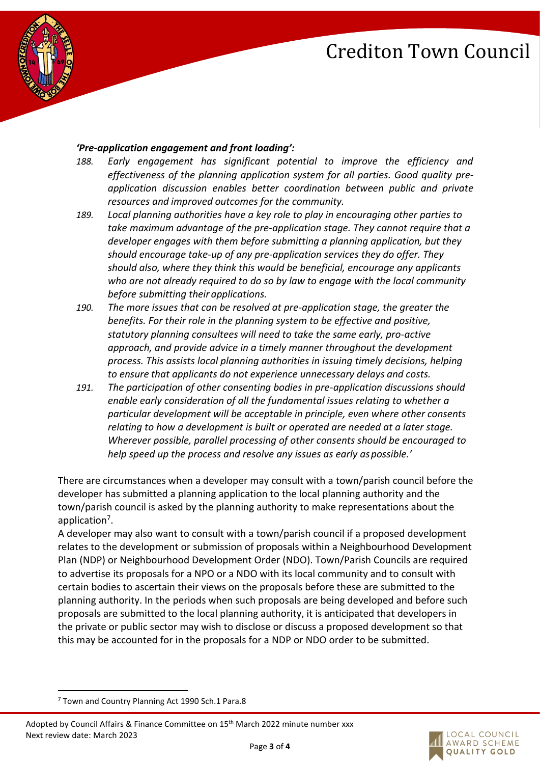***'Pre-application engagement and front loading':***

*188. Early engagement has significant potential to improve the efficiency and effectiveness of the planning application system for all parties. Good quality pre-application discussion enables better coordination between public and private resources and improved outcomes for the community.*

*189. Local planning authorities have a key role to play in encouraging other parties to take maximum advantage of the pre-application stage. They cannot require that a developer engages with them before submitting a planning application, but they should encourage take-up of any pre-application services they do offer. They should also, where they think this would be beneficial, encourage any applicants who are not already required to do so by law to engage with the local community before submitting their applications.*

*190. The more issues that can be resolved at pre-application stage, the greater the benefits. For their role in the planning system to be effective and positive, statutory planning consultees will need to take the same early, pro-active approach, and provide advice in a timely manner throughout the development process. This assists local planning authorities in issuing timely decisions, helping to ensure that applicants do not experience unnecessary delays and costs.*

*191. The participation of other consenting bodies in pre-application discussions should enable early consideration of all the fundamental issues relating to whether a particular development will be acceptable in principle, even where other consents relating to how a development is built or operated are needed at a later stage. Wherever possible, parallel processing of other consents should be encouraged to help speed up the process and resolve any issues as early as possible.'*

There are circumstances when a developer may consult with a town/parish council before the developer has submitted a planning application to the local planning authority and the town/parish council is asked by the planning authority to make representations about the application[7].

A developer may also want to consult with a town/parish council if a proposed development relates to the development or submission of proposals within a Neighbourhood Development Plan (NDP) or Neighbourhood Development Order (NDO). Town/Parish Councils are required to advertise its proposals for a NPO or a NDO with its local community and to consult with certain bodies to ascertain their views on the proposals before these are submitted to the planning authority. In the periods when such proposals are being developed and before such proposals are submitted to the local planning authority, it is anticipated that developers in the private or public sector may wish to disclose or discuss a proposed development so that this may be accounted for in the proposals for a NDP or NDO order to be submitted.

[7] Town and Country Planning Act 1990 Sch.1 Para.8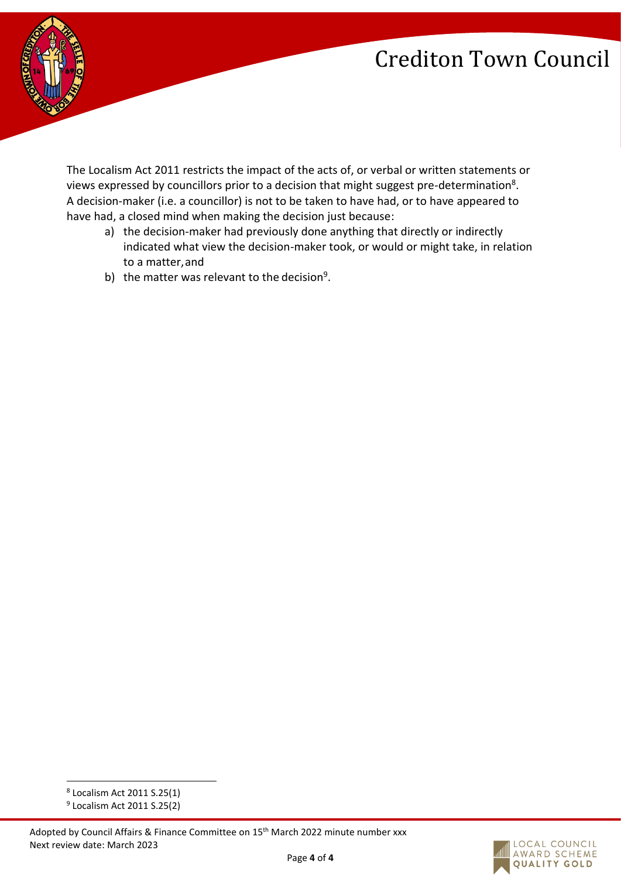The Localism Act 2011 restricts the impact of the acts of, or verbal or written statements or views expressed by councillors prior to a decision that might suggest pre-determination[8]. A decision-maker (i.e. a councillor) is not to be taken to have had, or to have appeared to have had, a closed mind when making the decision just because:

a) the decision-maker had previously done anything that directly or indirectly indicated what view the decision-maker took, or would or might take, in relation to a matter, and
b) the matter was relevant to the decision[9].

[8] Localism Act 2011 S.25(1)
[9] Localism Act 2011 S.25(2)